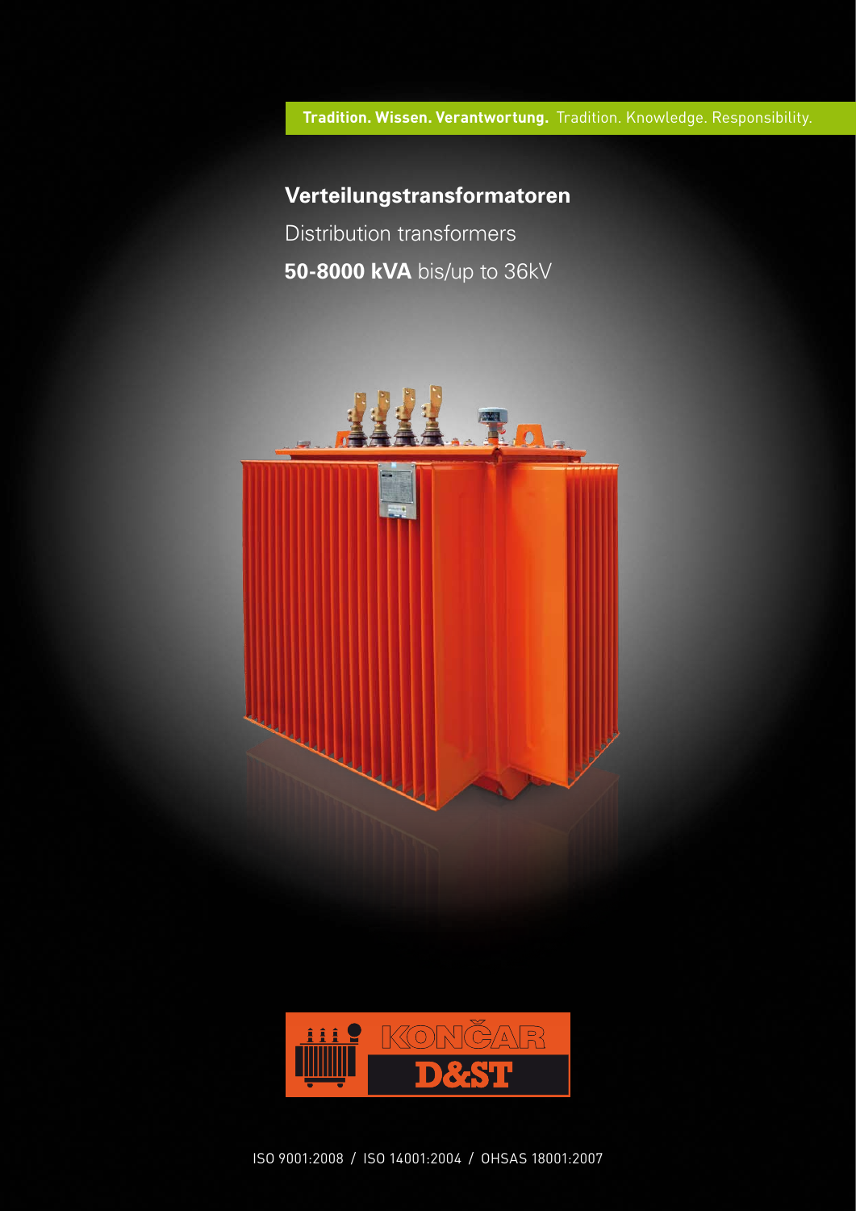**Tradition. Wissen. Verantwortung.** Tradition. Knowledge. Responsibility.

# Verteilungstransformatoren

Distribution transformers

**50-8000 kVA** bis/up to 36kV

KONČAR D&ST

ISO 9001:2008 / ISO 14001:2004 / OHSAS 18001:2007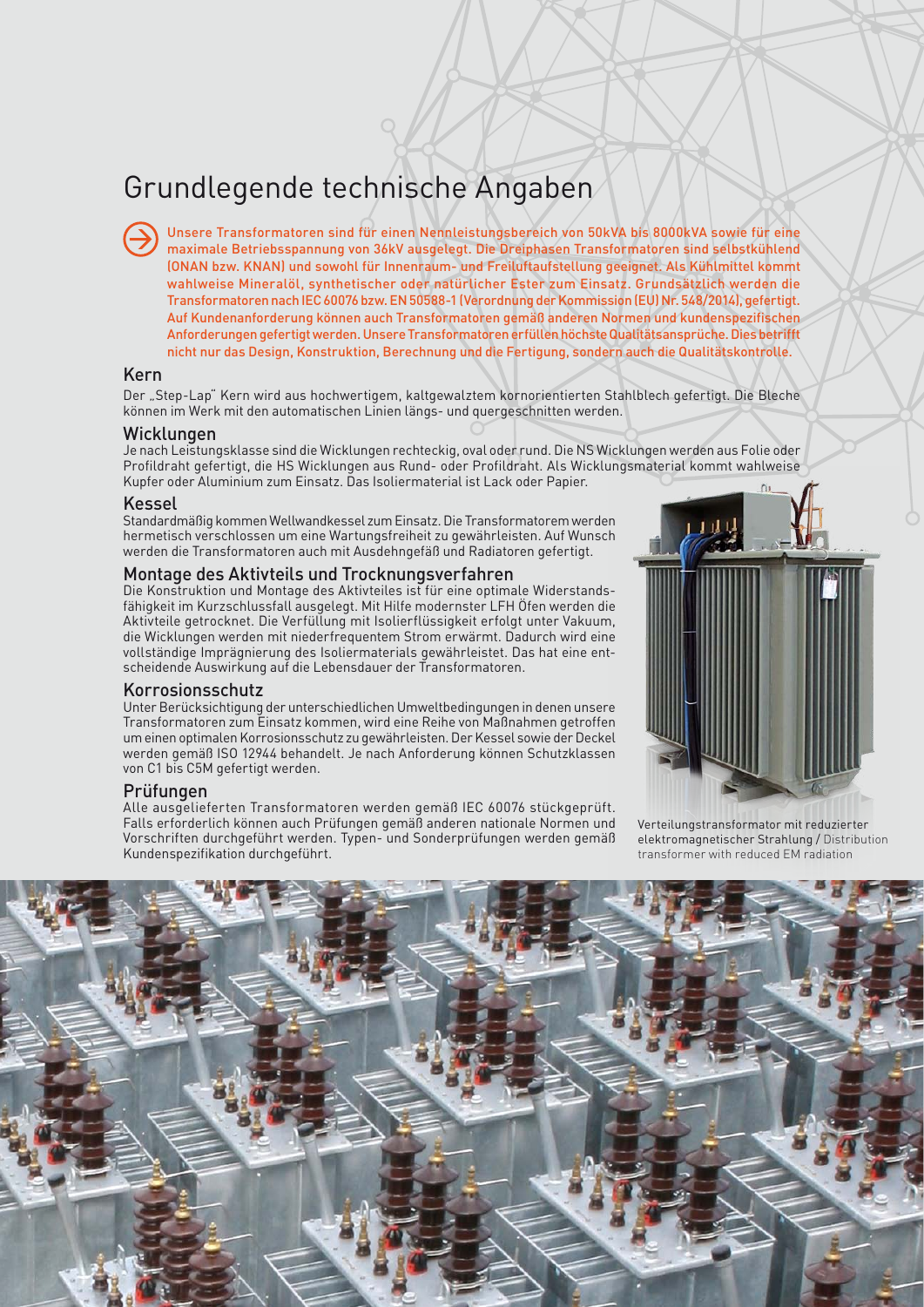# Grundlegende technische Angaben

Unsere Transformatoren sind für einen Nennleistungsbereich von 50kVA bis 8000kVA sowie für eine maximale Betriebsspannung von 36kV ausgelegt. Die Dreiphasen Transformatoren sind selbstkühlend (ONAN bzw. KNAN) und sowohl für Innenraum- und Freiluftaufstellung geeignet. Als Kühlmittel kommt wahlweise Mineralöl, synthetischer oder natürlicher Ester zum Einsatz. Grundsätzlich werden die Transformatoren nach IEC 60076 bzw. EN 50588-1 (Verordnung der Kommission (EU) Nr. 548/2014), gefertigt. Auf Kundenanforderung können auch Transformatoren gemäß anderen Normen und kundenspezifischen Anforderungen gefertigt werden. Unsere Transformatoren erfüllen höchste Qualitätsansprüche. Dies betrifft nicht nur das Design, Konstruktion, Berechnung und die Fertigung, sondern auch die Qualitätskontrolle.

## Kern

Der „Step-Lap" Kern wird aus hochwertigem, kaltgewalztem kornorientierten Stahlblech gefertigt. Die Bleche können im Werk mit den automatischen Linien längs- und quergeschnitten werden.

## Wicklungen

Je nach Leistungsklasse sind die Wicklungen rechteckig, oval oder rund. Die NS Wicklungen werden aus Folie oder Profildraht gefertigt, die HS Wicklungen aus Rund- oder Profildraht. Als Wicklungsmaterial kommt wahlweise Kupfer oder Aluminium zum Einsatz. Das Isoliermaterial ist Lack oder Papier.

## Kessel

Standardmäßig kommen Wellwandkessel zum Einsatz. Die Transformatorem werden hermetisch verschlossen um eine Wartungsfreiheit zu gewährleisten. Auf Wunsch werden die Transformatoren auch mit Ausdehngefäß und Radiatoren gefertigt.

## Montage des Aktivteils und Trocknungsverfahren

Die Konstruktion und Montage des Aktivteiles ist für eine optimale Widerstandsfähigkeit im Kurzschlussfall ausgelegt. Mit Hilfe modernster LFH Öfen werden die Aktivteile getrocknet. Die Verfüllung mit Isolierflüssigkeit erfolgt unter Vakuum, die Wicklungen werden mit niederfrequentem Strom erwärmt. Dadurch wird eine vollständige Imprägnierung des Isoliermaterials gewährleistet. Das hat eine entscheidende Auswirkung auf die Lebensdauer der Transformatoren.

## Korrosionsschutz

Unter Berücksichtigung der unterschiedlichen Umweltbedingungen in denen unsere Transformatoren zum Einsatz kommen, wird eine Reihe von Maßnahmen getroffen um einen optimalen Korrosionsschutz zu gewährleisten. Der Kessel sowie der Deckel werden gemäß ISO 12944 behandelt. Je nach Anforderung können Schutzklassen von C1 bis C5M gefertigt werden.

## Prüfungen

Alle ausgelieferten Transformatoren werden gemäß IEC 60076 stückgeprüft. Falls erforderlich können auch Prüfungen gemäß anderen nationale Normen und Vorschriften durchgeführt werden. Typen- und Sonderprüfungen werden gemäß Kundenspezifikation durchgeführt.

Verteilungstransformator mit reduzierter elektromagnetischer Strahlung / Distribution transformer with reduced EM radiation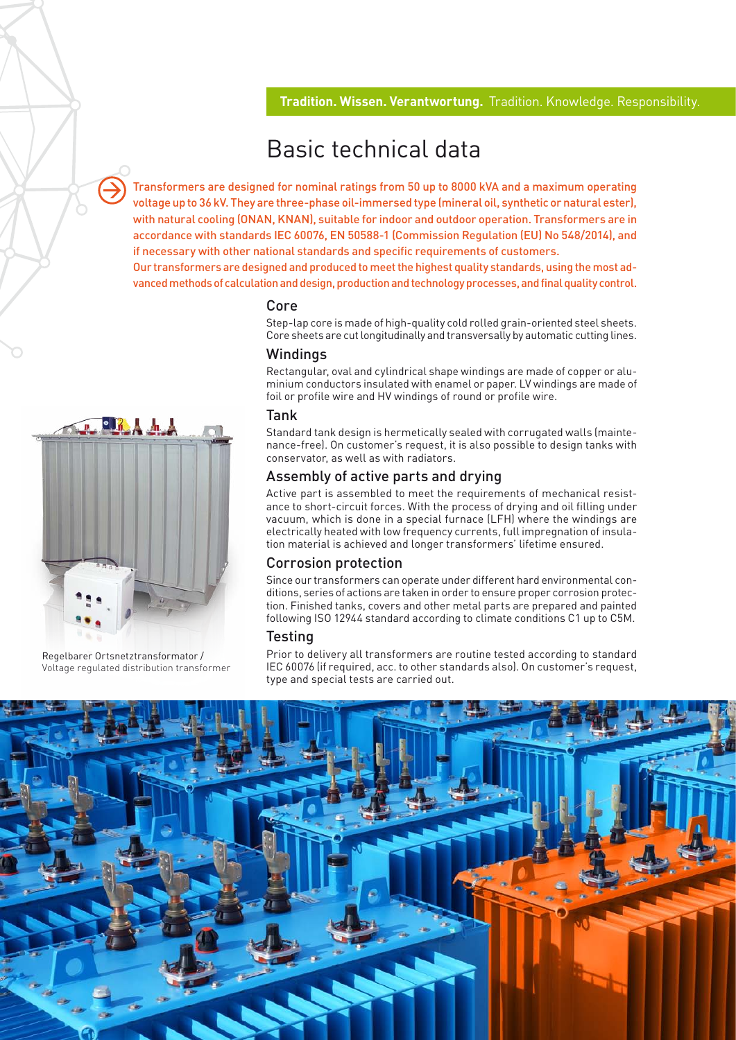**Tradition. Wissen. Verantwortung.** Tradition. Knowledge. Responsibility.

# Basic technical data

Transformers are designed for nominal ratings from 50 up to 8000 kVA and a maximum operating voltage up to 36 kV. They are three-phase oil-immersed type (mineral oil, synthetic or natural ester), with natural cooling (ONAN, KNAN), suitable for indoor and outdoor operation. Transformers are in accordance with standards IEC 60076, EN 50588-1 (Commission Regulation (EU) No 548/2014), and if necessary with other national standards and specific requirements of customers.
Our transformers are designed and produced to meet the highest quality standards, using the most advanced methods of calculation and design, production and technology processes, and final quality control.

## Core

Step-lap core is made of high-quality cold rolled grain-oriented steel sheets. Core sheets are cut longitudinally and transversally by automatic cutting lines.

## Windings

Rectangular, oval and cylindrical shape windings are made of copper or aluminium conductors insulated with enamel or paper. LV windings are made of foil or profile wire and HV windings of round or profile wire.

## Tank

Standard tank design is hermetically sealed with corrugated walls (maintenance-free). On customer's request, it is also possible to design tanks with conservator, as well as with radiators.

## Assembly of active parts and drying

Active part is assembled to meet the requirements of mechanical resistance to short-circuit forces. With the process of drying and oil filling under vacuum, which is done in a special furnace (LFH) where the windings are electrically heated with low frequency currents, full impregnation of insulation material is achieved and longer transformers' lifetime ensured.

## Corrosion protection

Since our transformers can operate under different hard environmental conditions, series of actions are taken in order to ensure proper corrosion protection. Finished tanks, covers and other metal parts are prepared and painted following ISO 12944 standard according to climate conditions C1 up to C5M.

## Testing

Prior to delivery all transformers are routine tested according to standard IEC 60076 (if required, acc. to other standards also). On customer's request, type and special tests are carried out.

Regelbarer Ortsnetztransformator /
Voltage regulated distribution transformer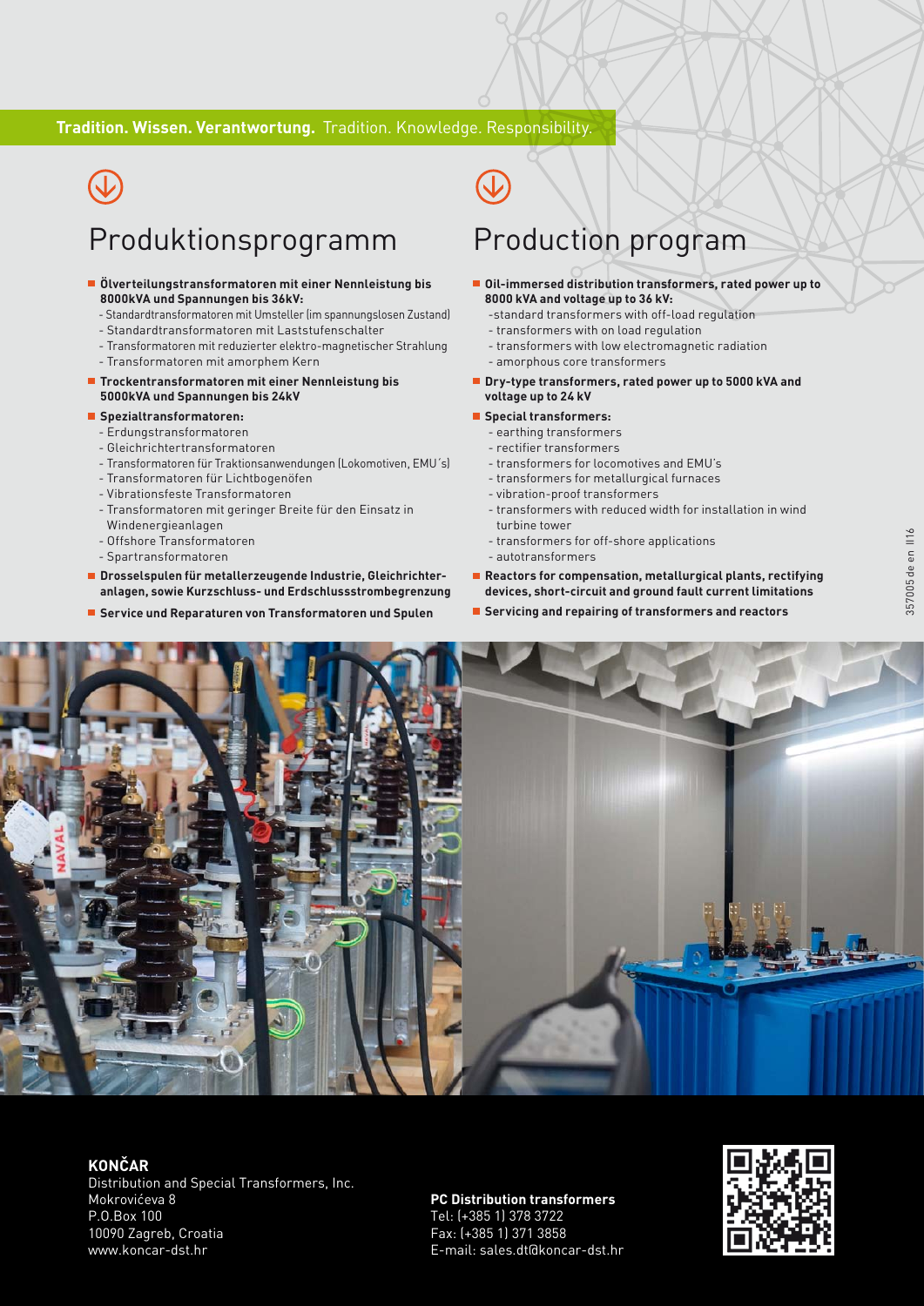**Tradition. Wissen. Verantwortung.** Tradition. Knowledge. Responsibility.

# Produktionsprogramm

- **Ölverteilungstransformatoren mit einer Nennleistung bis 8000kVA und Spannungen bis 36kV:**
  - Standardtransformatoren mit Umsteller (im spannungslosen Zustand)
  - Standardtransformatoren mit Laststufenschalter
  - Transformatoren mit reduzierter elektro-magnetischer Strahlung
  - Transformatoren mit amorphem Kern
- **Trockentransformatoren mit einer Nennleistung bis 5000kVA und Spannungen bis 24kV**
- **Spezialtransformatoren:**
  - Erdungstransformatoren
  - Gleichrichtertransformatoren
  - Transformatoren für Traktionsanwendungen (Lokomotiven, EMU´s)
  - Transformatoren für Lichtbogenöfen
  - Vibrationsfeste Transformatoren
  - Transformatoren mit geringer Breite für den Einsatz in Windenergieanlagen
  - Offshore Transformatoren
  - Spartransformatoren
- **Drosselspulen für metallerzeugende Industrie, Gleichrichteranlagen, sowie Kurzschluss- und Erdschlussstrombegrenzung**
- **Service und Reparaturen von Transformatoren und Spulen**

# Production program

- **Oil-immersed distribution transformers, rated power up to 8000 kVA and voltage up to 36 kV:**
  - standard transformers with off-load regulation
  - transformers with on load regulation
  - transformers with low electromagnetic radiation
  - amorphous core transformers
- **Dry-type transformers, rated power up to 5000 kVA and voltage up to 24 kV**
- **Special transformers:**
  - earthing transformers
  - rectifier transformers
  - transformers for locomotives and EMU's
  - transformers for metallurgical furnaces
  - vibration-proof transformers
  - transformers with reduced width for installation in wind turbine tower
  - transformers for off-shore applications
  - autotransformers
- **Reactors for compensation, metallurgical plants, rectifying devices, short-circuit and ground fault current limitations**
- **Servicing and repairing of transformers and reactors**

357005 de en II16

**KONČAR**
Distribution and Special Transformers, Inc.
Mokrovićeva 8
P.O.Box 100
10090 Zagreb, Croatia
www.koncar-dst.hr

**PC Distribution transformers**
Tel: (+385 1) 378 3722
Fax: (+385 1) 371 3858
E-mail: sales.dt@koncar-dst.hr